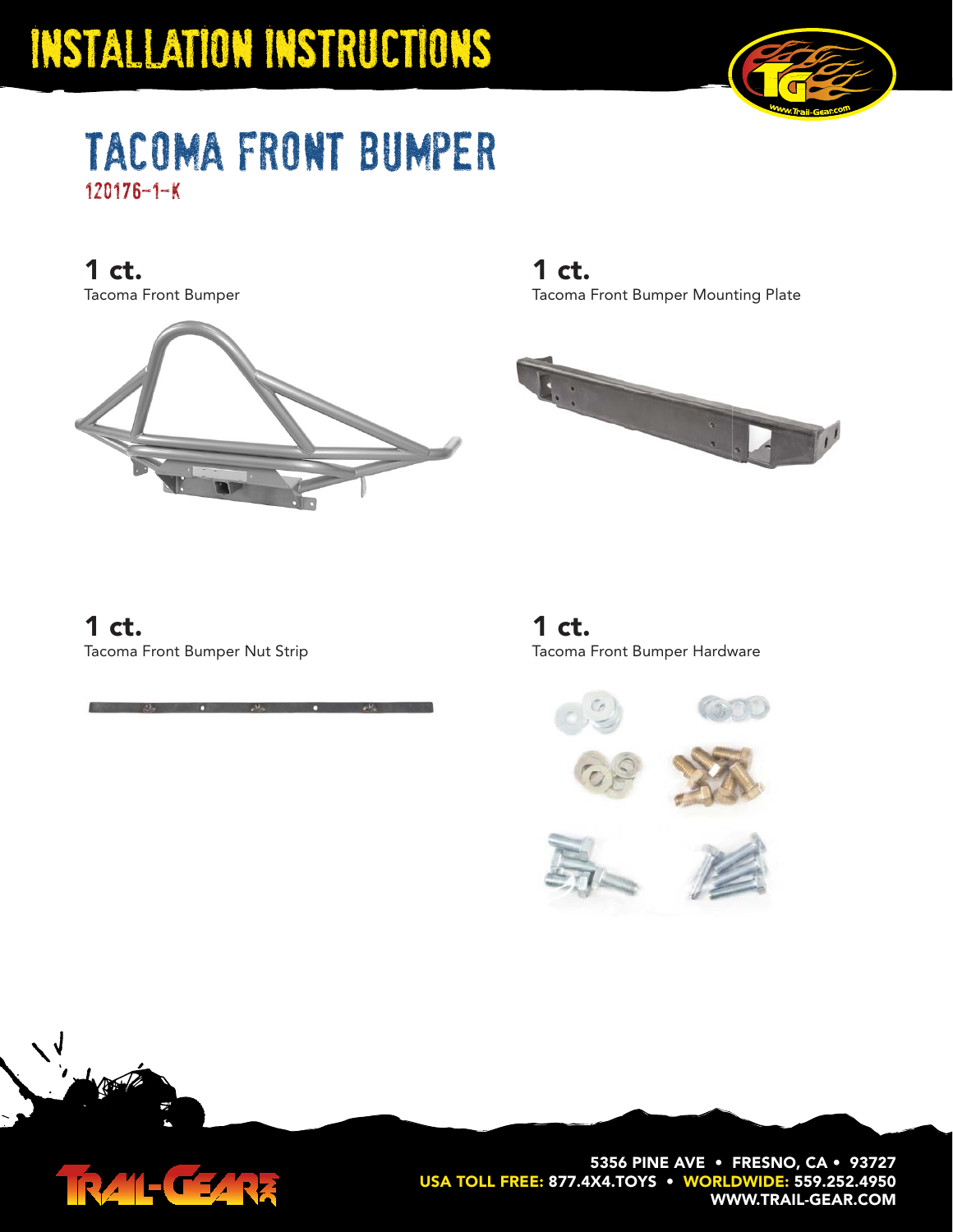# INSTALLATION INSTRUCTIONS

## TACOMA FRONT BUMPER

120176-1-K

**1 ct.**
Tacoma Front Bumper

**1 ct.**
Tacoma Front Bumper Mounting Plate

**1 ct.**
Tacoma Front Bumper Nut Strip

**1 ct.**
Tacoma Front Bumper Hardware

5356 PINE AVE • FRESNO, CA • 93727
USA TOLL FREE: 877.4X4.TOYS • WORLDWIDE: 559.252.4950
WWW.TRAIL-GEAR.COM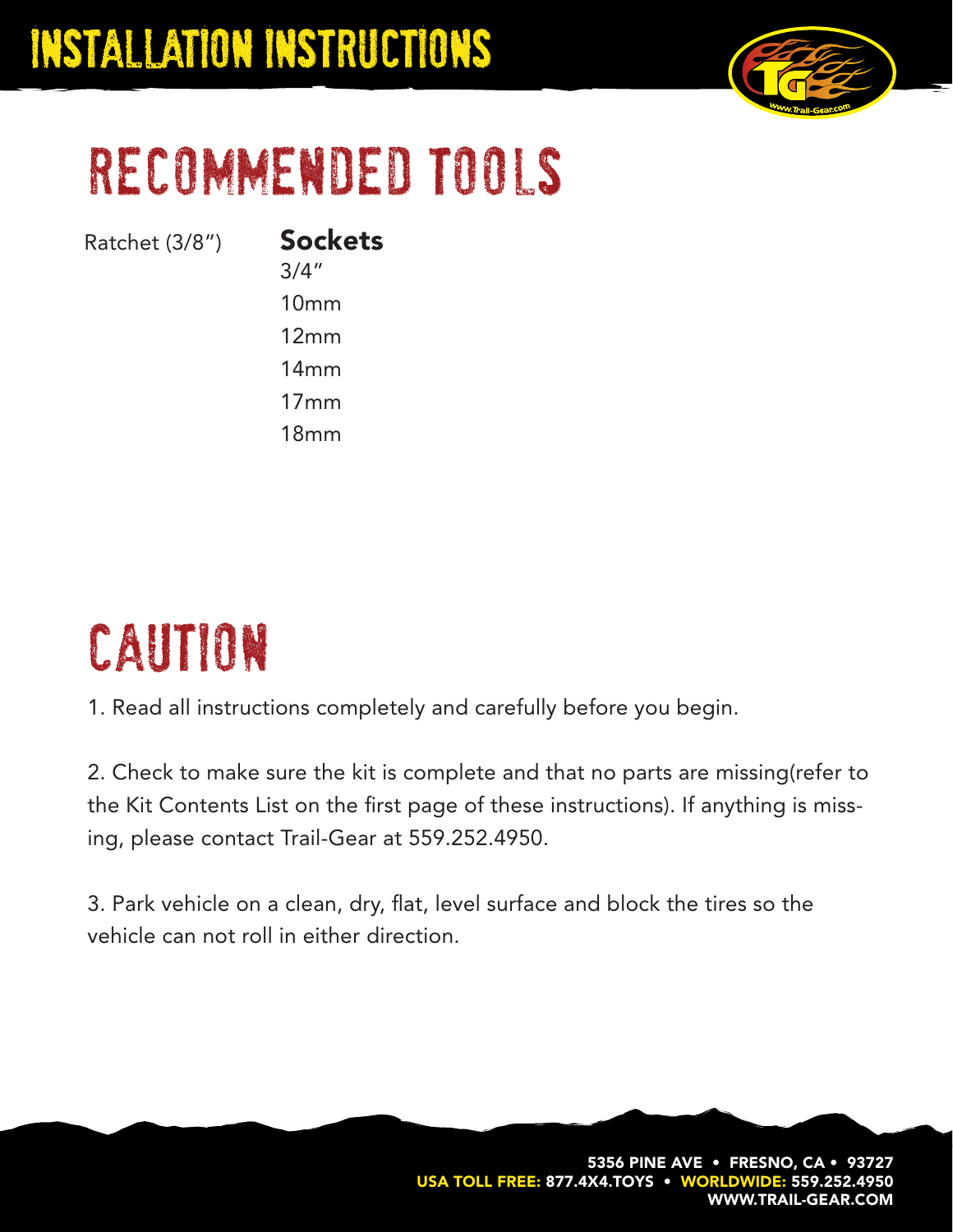# INSTALLATION INSTRUCTIONS

## RECOMMENDED TOOLS

Ratchet (3/8")

**Sockets**

3/4"
10mm
12mm
14mm
17mm
18mm

## CAUTION

1. Read all instructions completely and carefully before you begin.

2. Check to make sure the kit is complete and that no parts are missing(refer to the Kit Contents List on the first page of these instructions). If anything is missing, please contact Trail-Gear at 559.252.4950.

3. Park vehicle on a clean, dry, flat, level surface and block the tires so the vehicle can not roll in either direction.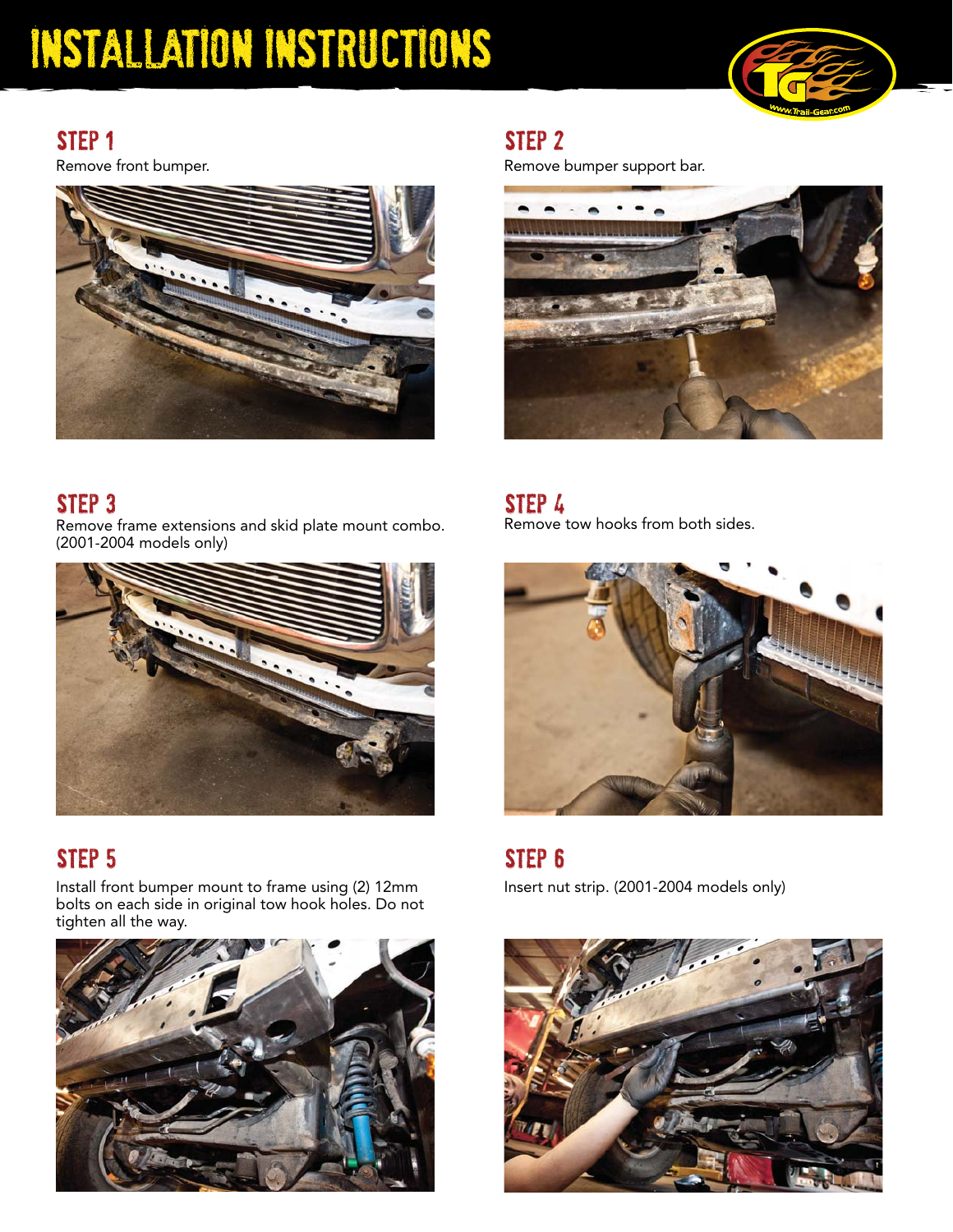# INSTALLATION INSTRUCTIONS

## STEP 1

Remove front bumper.

## STEP 2

Remove bumper support bar.

## STEP 3

Remove frame extensions and skid plate mount combo. (2001-2004 models only)

## STEP 4

Remove tow hooks from both sides.

## STEP 5

Install front bumper mount to frame using (2) 12mm bolts on each side in original tow hook holes. Do not tighten all the way.

## STEP 6

Insert nut strip. (2001-2004 models only)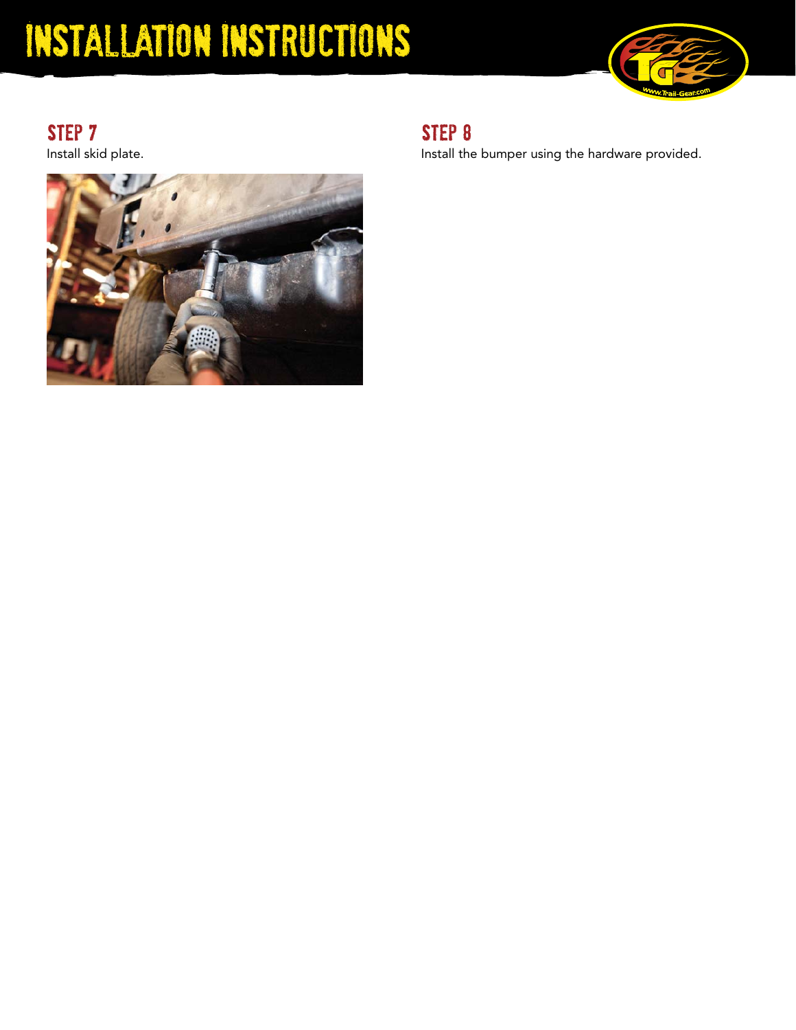# INSTALLATION INSTRUCTIONS

## STEP 7

Install skid plate.

## STEP 8

Install the bumper using the hardware provided.